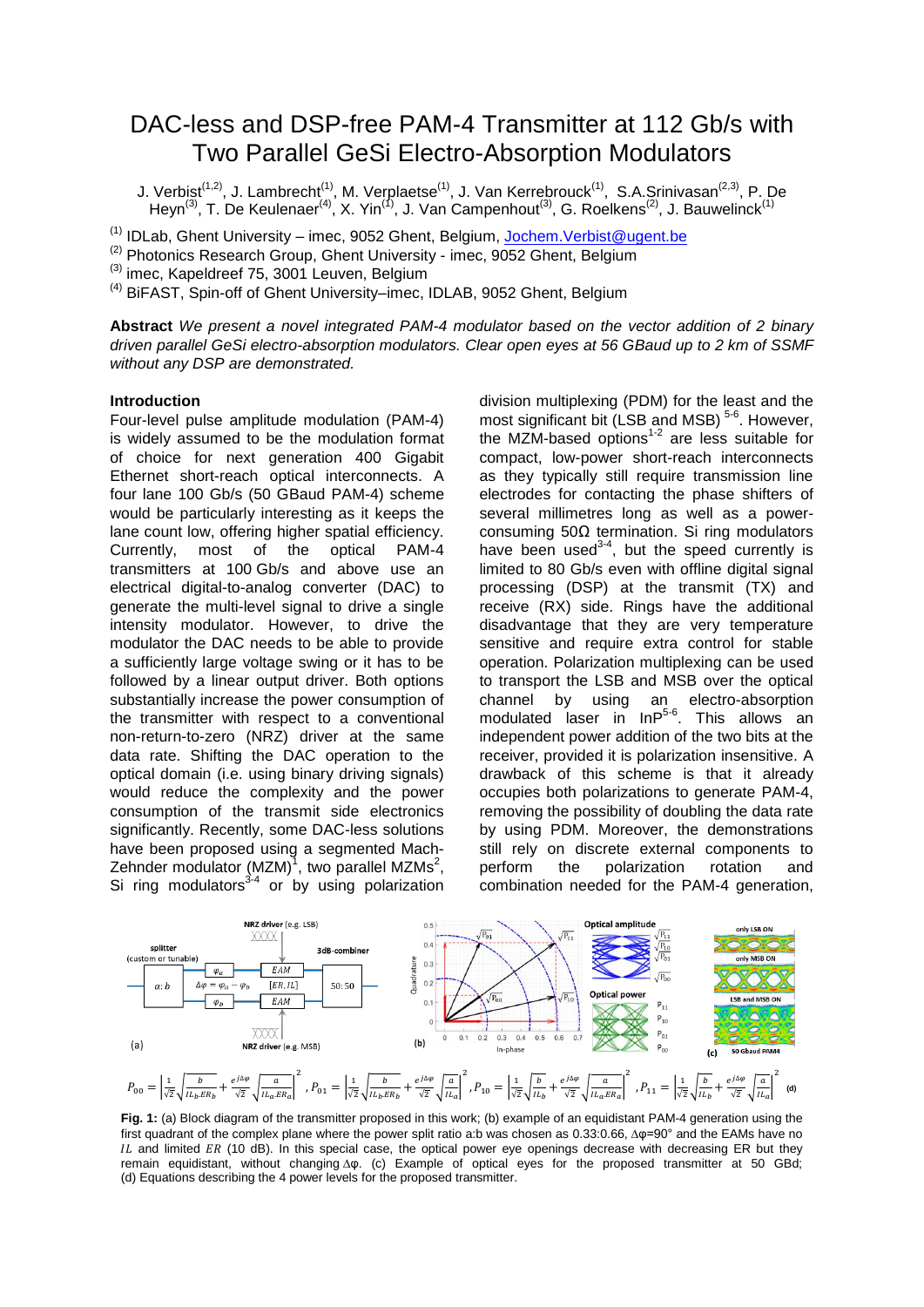# DAC-less and DSP-free PAM-4 Transmitter at 112 Gb/s with Two Parallel GeSi Electro-Absorption Modulators

J. Verbist[(1,2)], J. Lambrecht[(1)], M. Verplaetse[(1)], J. Van Kerrebrouck[(1)], S.A.Srinivasan[(2,3)], P. De Heyn[(3)], T. De Keulenaer[(4)], X. Yin[(1)], J. Van Campenhout[(3)], G. Roelkens[(2)], J. Bauwelinck[(1)]

[(1)] IDLab, Ghent University – imec, 9052 Ghent, Belgium, Jochem.Verbist@ugent.be
[(2)] Photonics Research Group, Ghent University - imec, 9052 Ghent, Belgium
[(3)] imec, Kapeldreef 75, 3001 Leuven, Belgium
[(4)] BiFAST, Spin-off of Ghent University–imec, IDLAB, 9052 Ghent, Belgium

**Abstract** *We present a novel integrated PAM-4 modulator based on the vector addition of 2 binary driven parallel GeSi electro-absorption modulators. Clear open eyes at 56 GBaud up to 2 km of SSMF without any DSP are demonstrated.*

## Introduction

Four-level pulse amplitude modulation (PAM-4) is widely assumed to be the modulation format of choice for next generation 400 Gigabit Ethernet short-reach optical interconnects. A four lane 100 Gb/s (50 GBaud PAM-4) scheme would be particularly interesting as it keeps the lane count low, offering higher spatial efficiency. Currently, most of the optical PAM-4 transmitters at 100 Gb/s and above use an electrical digital-to-analog converter (DAC) to generate the multi-level signal to drive a single intensity modulator. However, to drive the modulator the DAC needs to be able to provide a sufficiently large voltage swing or it has to be followed by a linear output driver. Both options substantially increase the power consumption of the transmitter with respect to a conventional non-return-to-zero (NRZ) driver at the same data rate. Shifting the DAC operation to the optical domain (i.e. using binary driving signals) would reduce the complexity and the power consumption of the transmit side electronics significantly. Recently, some DAC-less solutions have been proposed using a segmented Mach-Zehnder modulator (MZM)[1], two parallel MZMs[2], Si ring modulators[3-4] or by using polarization division multiplexing (PDM) for the least and the most significant bit (LSB and MSB)[5-6]. However, the MZM-based options[1-2] are less suitable for compact, low-power short-reach interconnects as they typically still require transmission line electrodes for contacting the phase shifters of several millimetres long as well as a power-consuming 50Ω termination. Si ring modulators have been used[3-4], but the speed currently is limited to 80 Gb/s even with offline digital signal processing (DSP) at the transmit (TX) and receive (RX) side. Rings have the additional disadvantage that they are very temperature sensitive and require extra control for stable operation. Polarization multiplexing can be used to transport the LSB and MSB over the optical channel by using an electro-absorption modulated laser in InP[5-6]. This allows an independent power addition of the two bits at the receiver, provided it is polarization insensitive. A drawback of this scheme is that it already occupies both polarizations to generate PAM-4, removing the possibility of doubling the data rate by using PDM. Moreover, the demonstrations still rely on discrete external components to perform the polarization rotation and combination needed for the PAM-4 generation,

$$P_{00}=\left|\frac{1}{\sqrt{2}}\sqrt{\frac{b}{IL_b.ER_b}}+\frac{e^{j\Delta\varphi}}{\sqrt{2}}\sqrt{\frac{a}{IL_a.ER_a}}\right|^2,\ P_{01}=\left|\frac{1}{\sqrt{2}}\sqrt{\frac{b}{IL_b.ER_b}}+\frac{e^{j\Delta\varphi}}{\sqrt{2}}\sqrt{\frac{a}{IL_a}}\right|^2,\ P_{10}=\left|\frac{1}{\sqrt{2}}\sqrt{\frac{b}{IL_b}}+\frac{e^{j\Delta\varphi}}{\sqrt{2}}\sqrt{\frac{a}{IL_a.ER_a}}\right|^2,\ P_{11}=\left|\frac{1}{\sqrt{2}}\sqrt{\frac{b}{IL_b}}+\frac{e^{j\Delta\varphi}}{\sqrt{2}}\sqrt{\frac{a}{IL_a}}\right|^2 \quad \text{(d)}$$

**Fig. 1:** (a) Block diagram of the transmitter proposed in this work; (b) example of an equidistant PAM-4 generation using the first quadrant of the complex plane where the power split ratio a:b was chosen as 0.33:0.66, Δφ=90° and the EAMs have no $IL$ and limited $ER$ (10 dB). In this special case, the optical power eye openings decrease with decreasing ER but they remain equidistant, without changing Δφ. (c) Example of optical eyes for the proposed transmitter at 50 GBd; (d) Equations describing the 4 power levels for the proposed transmitter.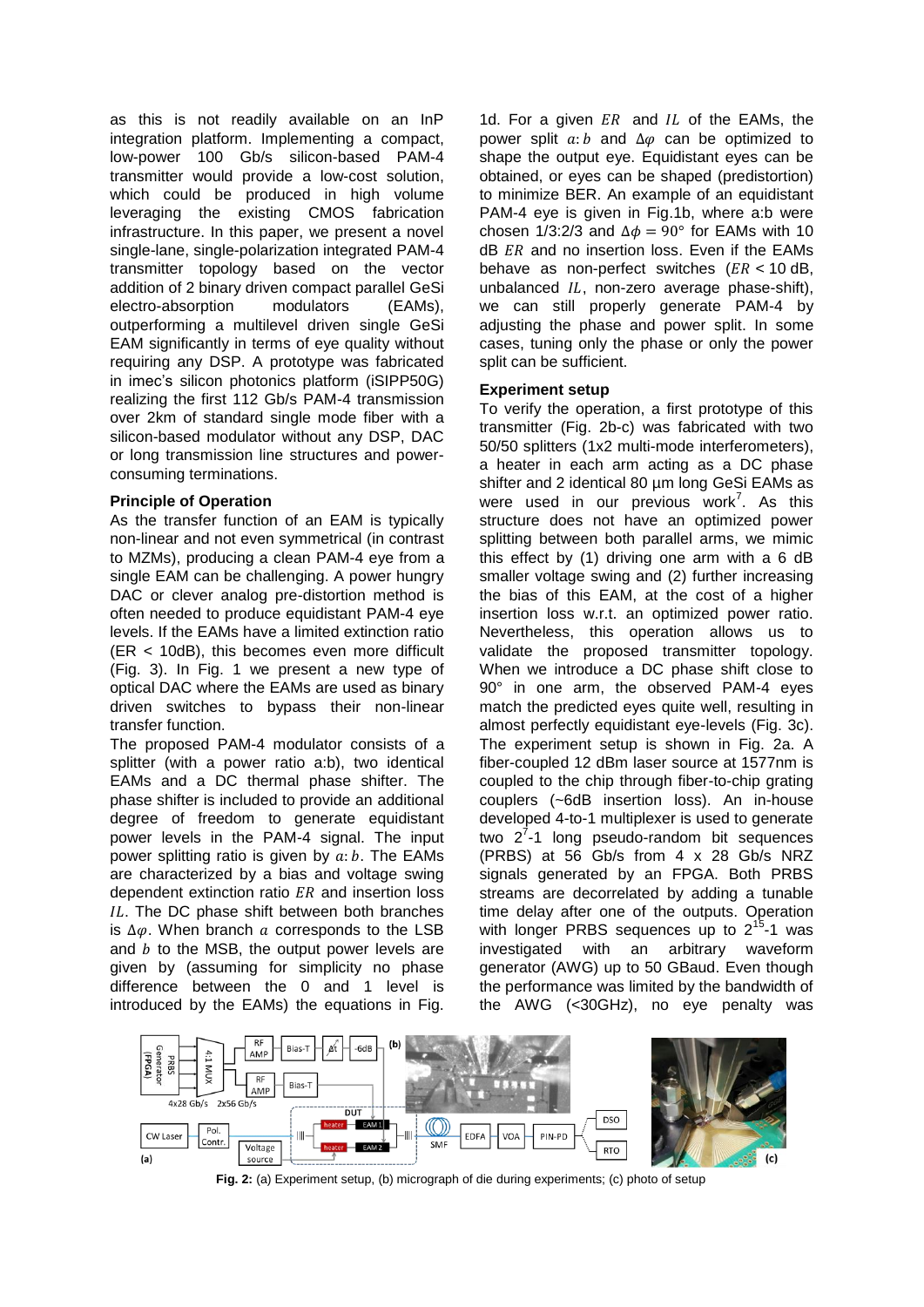as this is not readily available on an InP integration platform. Implementing a compact, low-power 100 Gb/s silicon-based PAM-4 transmitter would provide a low-cost solution, which could be produced in high volume leveraging the existing CMOS fabrication infrastructure. In this paper, we present a novel single-lane, single-polarization integrated PAM-4 transmitter topology based on the vector addition of 2 binary driven compact parallel GeSi electro-absorption modulators (EAMs), outperforming a multilevel driven single GeSi EAM significantly in terms of eye quality without requiring any DSP. A prototype was fabricated in imec's silicon photonics platform (iSIPP50G) realizing the first 112 Gb/s PAM-4 transmission over 2km of standard single mode fiber with a silicon-based modulator without any DSP, DAC or long transmission line structures and power-consuming terminations.

**Principle of Operation**

As the transfer function of an EAM is typically non-linear and not even symmetrical (in contrast to MZMs), producing a clean PAM-4 eye from a single EAM can be challenging. A power hungry DAC or clever analog pre-distortion method is often needed to produce equidistant PAM-4 eye levels. If the EAMs have a limited extinction ratio (ER < 10dB), this becomes even more difficult (Fig. 3). In Fig. 1 we present a new type of optical DAC where the EAMs are used as binary driven switches to bypass their non-linear transfer function.

The proposed PAM-4 modulator consists of a splitter (with a power ratio a:b), two identical EAMs and a DC thermal phase shifter. The phase shifter is included to provide an additional degree of freedom to generate equidistant power levels in the PAM-4 signal. The input power splitting ratio is given by $a{:}b$. The EAMs are characterized by a bias and voltage swing dependent extinction ratio $ER$ and insertion loss $IL$. The DC phase shift between both branches is $\Delta\varphi$. When branch $a$ corresponds to the LSB and $b$ to the MSB, the output power levels are given by (assuming for simplicity no phase difference between the 0 and 1 level is introduced by the EAMs) the equations in Fig. 1d. For a given $ER$ and $IL$ of the EAMs, the power split $a{:}b$ and $\Delta\varphi$ can be optimized to shape the output eye. Equidistant eyes can be obtained, or eyes can be shaped (predistortion) to minimize BER. An example of an equidistant PAM-4 eye is given in Fig.1b, where a:b were chosen 1/3:2/3 and $\Delta\phi = 90°$ for EAMs with 10 dB $ER$ and no insertion loss. Even if the EAMs behave as non-perfect switches ($ER$ < 10 dB, unbalanced $IL$, non-zero average phase-shift), we can still properly generate PAM-4 by adjusting the phase and power split. In some cases, tuning only the phase or only the power split can be sufficient.

**Experiment setup**

To verify the operation, a first prototype of this transmitter (Fig. 2b-c) was fabricated with two 50/50 splitters (1x2 multi-mode interferometers), a heater in each arm acting as a DC phase shifter and 2 identical 80 µm long GeSi EAMs as were used in our previous work[7]. As this structure does not have an optimized power splitting between both parallel arms, we mimic this effect by (1) driving one arm with a 6 dB smaller voltage swing and (2) further increasing the bias of this EAM, at the cost of a higher insertion loss w.r.t. an optimized power ratio. Nevertheless, this operation allows us to validate the proposed transmitter topology. When we introduce a DC phase shift close to 90° in one arm, the observed PAM-4 eyes match the predicted eyes quite well, resulting in almost perfectly equidistant eye-levels (Fig. 3c). The experiment setup is shown in Fig. 2a. A fiber-coupled 12 dBm laser source at 1577nm is coupled to the chip through fiber-to-chip grating couplers (~6dB insertion loss). An in-house developed 4-to-1 multiplexer is used to generate two $2^7$-1 long pseudo-random bit sequences (PRBS) at 56 Gb/s from 4 x 28 Gb/s NRZ signals generated by an FPGA. Both PRBS streams are decorrelated by adding a tunable time delay after one of the outputs. Operation with longer PRBS sequences up to $2^{15}$-1 was investigated with an arbitrary waveform generator (AWG) up to 50 GBaud. Even though the performance was limited by the bandwidth of the AWG (<30GHz), no eye penalty was

**Fig. 2:** (a) Experiment setup, (b) micrograph of die during experiments; (c) photo of setup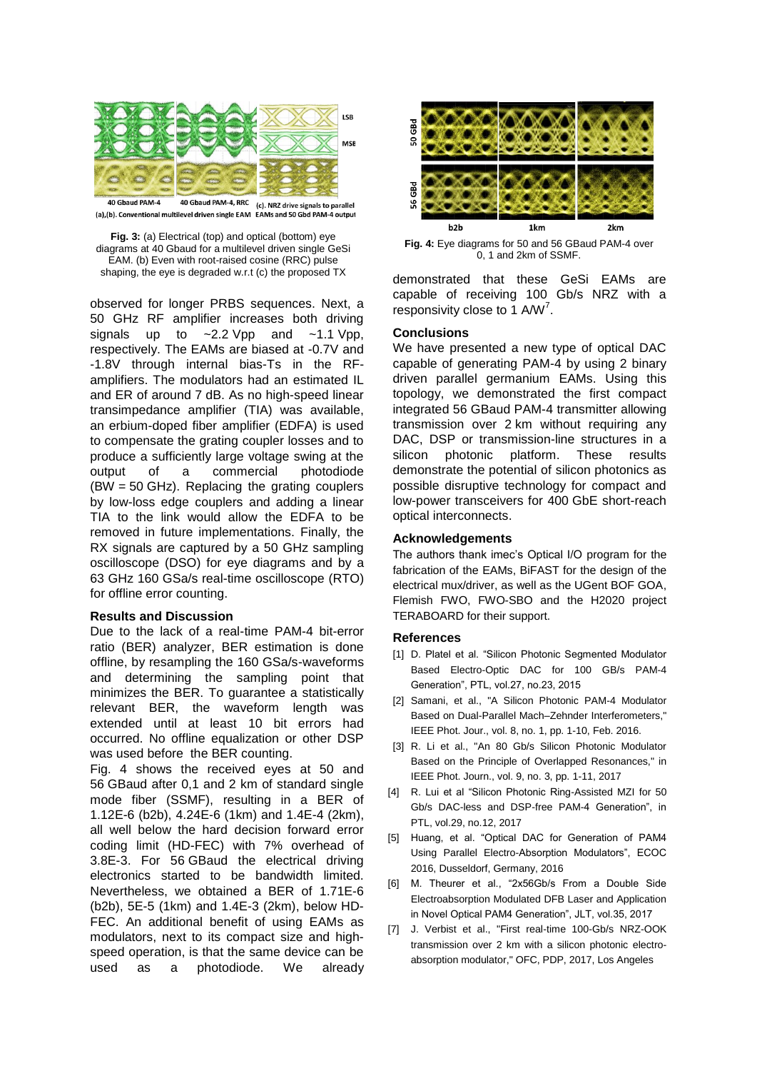40 Gbaud PAM-4

40 Gbaud PAM-4, RRC

(c). NRZ drive signals to parallel EAMs and 50 Gbd PAM-4 output

(a),(b). Conventional multilevel driven single EAM

LSB

MSB

**Fig. 3:** (a) Electrical (top) and optical (bottom) eye diagrams at 40 Gbaud for a multilevel driven single GeSi EAM. (b) Even with root-raised cosine (RRC) pulse shaping, the eye is degraded w.r.t (c) the proposed TX

observed for longer PRBS sequences. Next, a 50 GHz RF amplifier increases both driving signals up to ~2.2 Vpp and ~1.1 Vpp, respectively. The EAMs are biased at -0.7V and -1.8V through internal bias-Ts in the RF-amplifiers. The modulators had an estimated IL and ER of around 7 dB. As no high-speed linear transimpedance amplifier (TIA) was available, an erbium-doped fiber amplifier (EDFA) is used to compensate the grating coupler losses and to produce a sufficiently large voltage swing at the output of a commercial photodiode (BW = 50 GHz). Replacing the grating couplers by low-loss edge couplers and adding a linear TIA to the link would allow the EDFA to be removed in future implementations. Finally, the RX signals are captured by a 50 GHz sampling oscilloscope (DSO) for eye diagrams and by a 63 GHz 160 GSa/s real-time oscilloscope (RTO) for offline error counting.

## Results and Discussion

Due to the lack of a real-time PAM-4 bit-error ratio (BER) analyzer, BER estimation is done offline, by resampling the 160 GSa/s-waveforms and determining the sampling point that minimizes the BER. To guarantee a statistically relevant BER, the waveform length was extended until at least 10 bit errors had occurred. No offline equalization or other DSP was used before the BER counting.

Fig. 4 shows the received eyes at 50 and 56 GBaud after 0,1 and 2 km of standard single mode fiber (SSMF), resulting in a BER of 1.12E-6 (b2b), 4.24E-6 (1km) and 1.4E-4 (2km), all well below the hard decision forward error coding limit (HD-FEC) with 7% overhead of 3.8E-3. For 56 GBaud the electrical driving electronics started to be bandwidth limited. Nevertheless, we obtained a BER of 1.71E-6 (b2b), 5E-5 (1km) and 1.4E-3 (2km), below HD-FEC. An additional benefit of using EAMs as modulators, next to its compact size and high-speed operation, is that the same device can be used as a photodiode. We already demonstrated that these GeSi EAMs are capable of receiving 100 Gb/s NRZ with a responsivity close to 1 A/W[7].

50 GBd

56 GBd

b2b

1km

2km

**Fig. 4:** Eye diagrams for 50 and 56 GBaud PAM-4 over 0, 1 and 2km of SSMF.

## Conclusions

We have presented a new type of optical DAC capable of generating PAM-4 by using 2 binary driven parallel germanium EAMs. Using this topology, we demonstrated the first compact integrated 56 GBaud PAM-4 transmitter allowing transmission over 2 km without requiring any DAC, DSP or transmission-line structures in a silicon photonic platform. These results demonstrate the potential of silicon photonics as possible disruptive technology for compact and low-power transceivers for 400 GbE short-reach optical interconnects.

## Acknowledgements

The authors thank imec's Optical I/O program for the fabrication of the EAMs, BiFAST for the design of the electrical mux/driver, as well as the UGent BOF GOA, Flemish FWO, FWO-SBO and the H2020 project TERABOARD for their support.

## References

[1] D. Platel et al. "Silicon Photonic Segmented Modulator Based Electro-Optic DAC for 100 GB/s PAM-4 Generation", PTL, vol.27, no.23, 2015

[2] Samani, et al., "A Silicon Photonic PAM-4 Modulator Based on Dual-Parallel Mach–Zehnder Interferometers," IEEE Phot. Jour., vol. 8, no. 1, pp. 1-10, Feb. 2016.

[3] R. Li et al., "An 80 Gb/s Silicon Photonic Modulator Based on the Principle of Overlapped Resonances," in IEEE Phot. Journ., vol. 9, no. 3, pp. 1-11, 2017

[4] R. Lui et al "Silicon Photonic Ring-Assisted MZI for 50 Gb/s DAC-less and DSP-free PAM-4 Generation", in PTL, vol.29, no.12, 2017

[5] Huang, et al. "Optical DAC for Generation of PAM4 Using Parallel Electro-Absorption Modulators", ECOC 2016, Dusseldorf, Germany, 2016

[6] M. Theurer et al., "2x56Gb/s From a Double Side Electroabsorption Modulated DFB Laser and Application in Novel Optical PAM4 Generation", JLT, vol.35, 2017

[7] J. Verbist et al., "First real-time 100-Gb/s NRZ-OOK transmission over 2 km with a silicon photonic electro-absorption modulator," OFC, PDP, 2017, Los Angeles